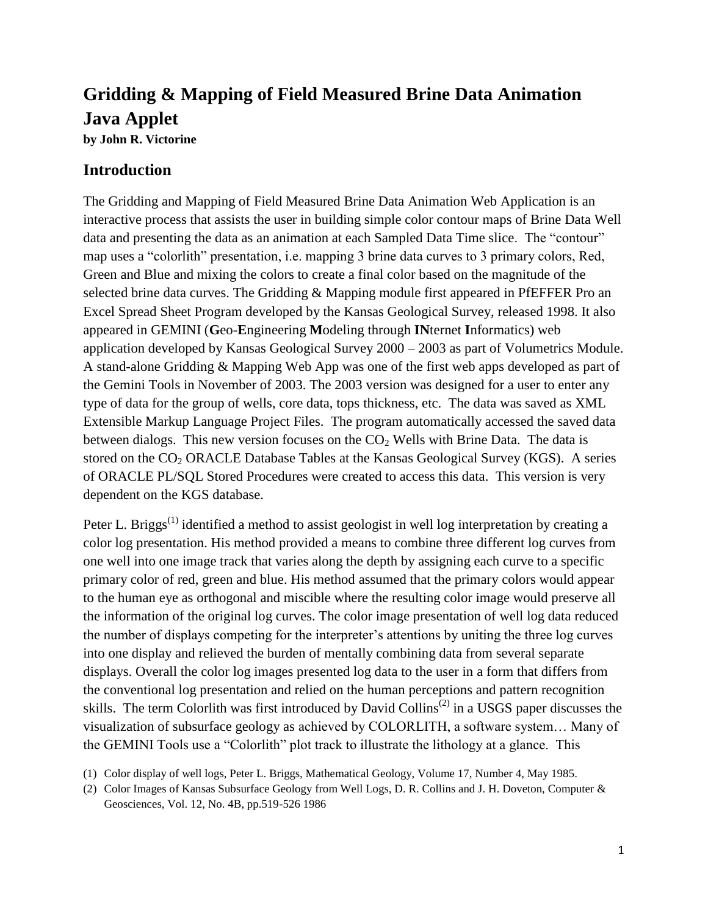# Gridding & Mapping of Field Measured Brine Data Animation Java Applet

**by John R. Victorine**

## Introduction

The Gridding and Mapping of Field Measured Brine Data Animation Web Application is an interactive process that assists the user in building simple color contour maps of Brine Data Well data and presenting the data as an animation at each Sampled Data Time slice. The "contour" map uses a "colorlith" presentation, i.e. mapping 3 brine data curves to 3 primary colors, Red, Green and Blue and mixing the colors to create a final color based on the magnitude of the selected brine data curves. The Gridding & Mapping module first appeared in PfEFFER Pro an Excel Spread Sheet Program developed by the Kansas Geological Survey, released 1998. It also appeared in GEMINI (**G**eo-**E**ngineering **M**odeling through **IN**ternet **I**nformatics) web application developed by Kansas Geological Survey 2000 – 2003 as part of Volumetrics Module. A stand-alone Gridding & Mapping Web App was one of the first web apps developed as part of the Gemini Tools in November of 2003. The 2003 version was designed for a user to enter any type of data for the group of wells, core data, tops thickness, etc. The data was saved as XML Extensible Markup Language Project Files. The program automatically accessed the saved data between dialogs. This new version focuses on the $CO_2$ Wells with Brine Data. The data is stored on the $CO_2$ ORACLE Database Tables at the Kansas Geological Survey (KGS). A series of ORACLE PL/SQL Stored Procedures were created to access this data. This version is very dependent on the KGS database.

Peter L. Briggs[1] identified a method to assist geologist in well log interpretation by creating a color log presentation. His method provided a means to combine three different log curves from one well into one image track that varies along the depth by assigning each curve to a specific primary color of red, green and blue. His method assumed that the primary colors would appear to the human eye as orthogonal and miscible where the resulting color image would preserve all the information of the original log curves. The color image presentation of well log data reduced the number of displays competing for the interpreter's attentions by uniting the three log curves into one display and relieved the burden of mentally combining data from several separate displays. Overall the color log images presented log data to the user in a form that differs from the conventional log presentation and relied on the human perceptions and pattern recognition skills. The term Colorlith was first introduced by David Collins[2] in a USGS paper discusses the visualization of subsurface geology as achieved by COLORLITH, a software system… Many of the GEMINI Tools use a "Colorlith" plot track to illustrate the lithology at a glance. This

(1) Color display of well logs, Peter L. Briggs, Mathematical Geology, Volume 17, Number 4, May 1985.

(2) Color Images of Kansas Subsurface Geology from Well Logs, D. R. Collins and J. H. Doveton, Computer & Geosciences, Vol. 12, No. 4B, pp.519-526 1986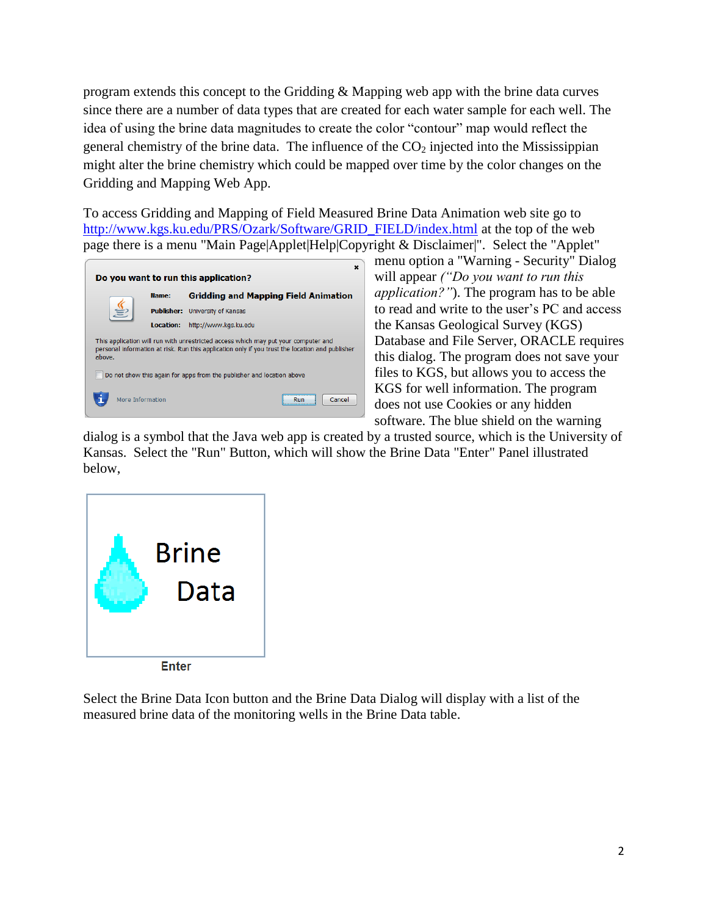program extends this concept to the Gridding & Mapping web app with the brine data curves since there are a number of data types that are created for each water sample for each well. The idea of using the brine data magnitudes to create the color "contour" map would reflect the general chemistry of the brine data. The influence of the $CO_2$ injected into the Mississippian might alter the brine chemistry which could be mapped over time by the color changes on the Gridding and Mapping Web App.

To access Gridding and Mapping of Field Measured Brine Data Animation web site go to http://www.kgs.ku.edu/PRS/Ozark/Software/GRID_FIELD/index.html at the top of the web page there is a menu "Main Page|Applet|Help|Copyright & Disclaimer|". Select the "Applet" menu option a "Warning - Security" Dialog will appear *("Do you want to run this application?")*. The program has to be able to read and write to the user's PC and access the Kansas Geological Survey (KGS) Database and File Server, ORACLE requires this dialog. The program does not save your files to KGS, but allows you to access the KGS for well information. The program does not use Cookies or any hidden software. The blue shield on the warning dialog is a symbol that the Java web app is created by a trusted source, which is the University of Kansas. Select the "Run" Button, which will show the Brine Data "Enter" Panel illustrated below,

Select the Brine Data Icon button and the Brine Data Dialog will display with a list of the measured brine data of the monitoring wells in the Brine Data table.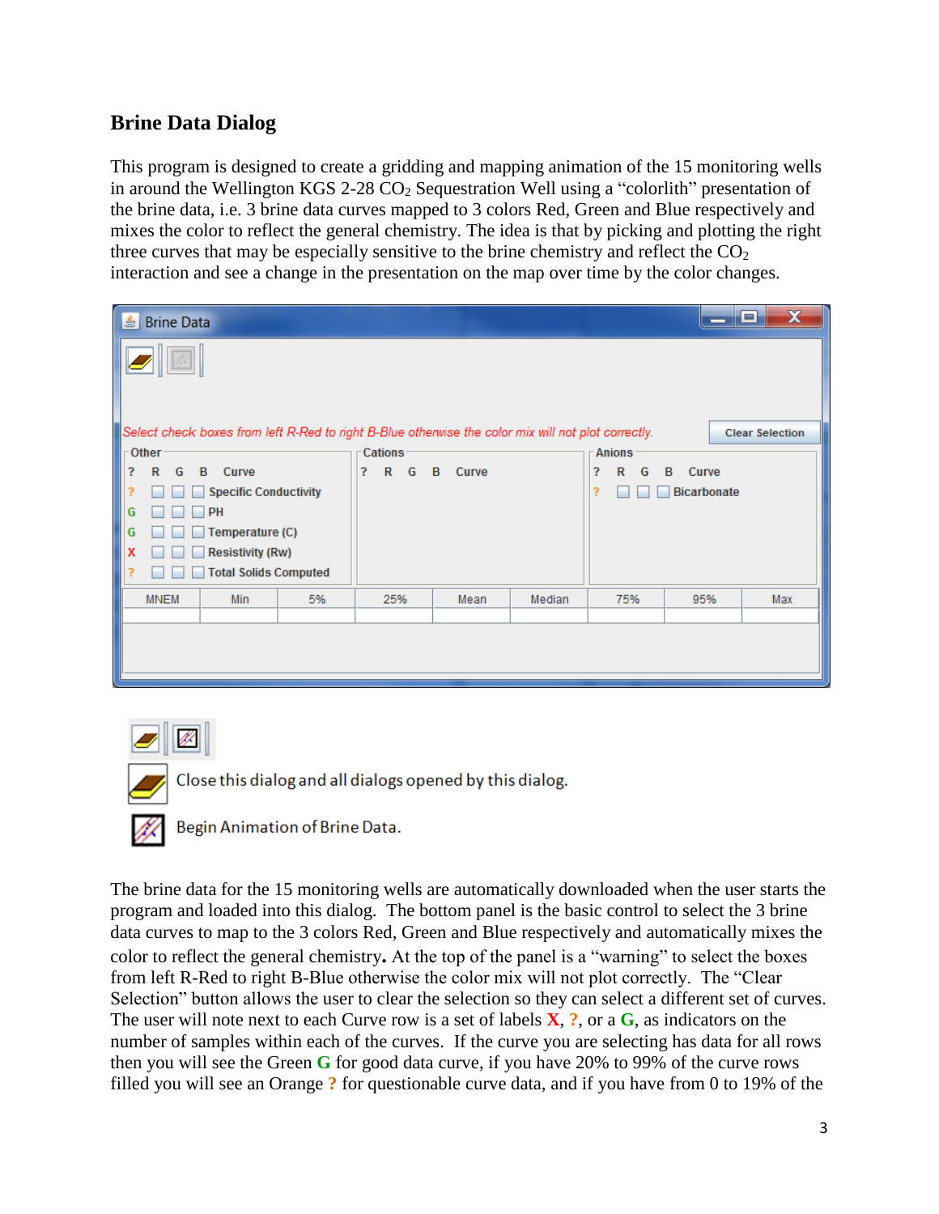## Brine Data Dialog

This program is designed to create a gridding and mapping animation of the 15 monitoring wells in around the Wellington KGS 2-28 $CO_2$ Sequestration Well using a "colorlith" presentation of the brine data, i.e. 3 brine data curves mapped to 3 colors Red, Green and Blue respectively and mixes the color to reflect the general chemistry. The idea is that by picking and plotting the right three curves that may be especially sensitive to the brine chemistry and reflect the $CO_2$ interaction and see a change in the presentation on the map over time by the color changes.

Close this dialog and all dialogs opened by this dialog.

Begin Animation of Brine Data.

The brine data for the 15 monitoring wells are automatically downloaded when the user starts the program and loaded into this dialog. The bottom panel is the basic control to select the 3 brine data curves to map to the 3 colors Red, Green and Blue respectively and automatically mixes the color to reflect the general chemistry**.** At the top of the panel is a "warning" to select the boxes from left R-Red to right B-Blue otherwise the color mix will not plot correctly. The "Clear Selection" button allows the user to clear the selection so they can select a different set of curves. The user will note next to each Curve row is a set of labels **X**, **?**, or a **G**, as indicators on the number of samples within each of the curves. If the curve you are selecting has data for all rows then you will see the Green **G** for good data curve, if you have 20% to 99% of the curve rows filled you will see an Orange **?** for questionable curve data, and if you have from 0 to 19% of the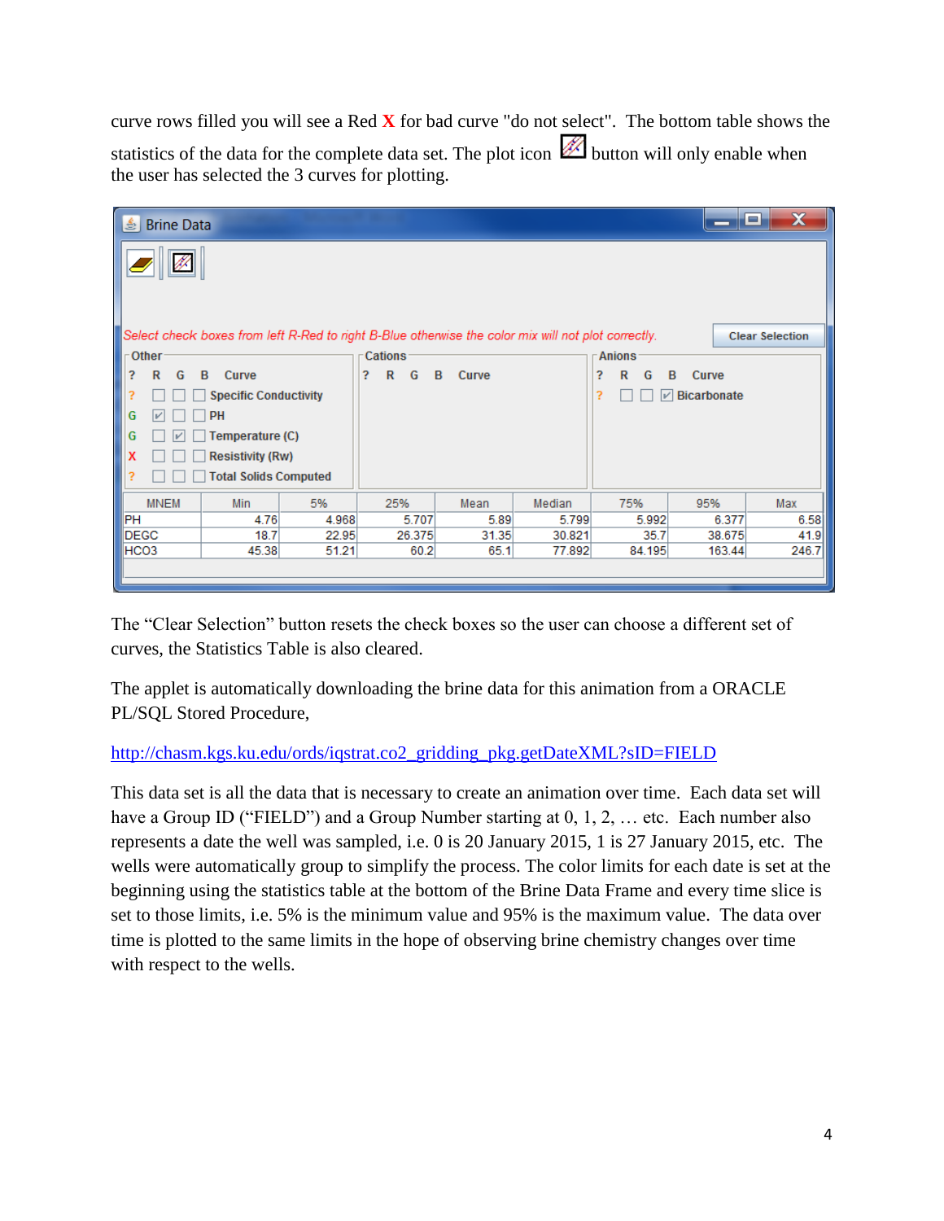curve rows filled you will see a Red **X** for bad curve "do not select". The bottom table shows the statistics of the data for the complete data set. The plot icon button will only enable when the user has selected the 3 curves for plotting.

Brine Data

*Select check boxes from left R-Red to right B-Blue otherwise the color mix will not plot correctly.*

Clear Selection

**Other**

| ? | R | G | B | Curve |
|---|---|---|---|---|
| ? | ☐ | ☐ | ☐ | Specific Conductivity |
| G | ☑ | ☐ | ☐ | PH |
| G | ☐ | ☑ | ☐ | Temperature (C) |
| X | ☐ | ☐ | ☐ | Resistivity (Rw) |
| ? | ☐ | ☐ | ☐ | Total Solids Computed |

**Cations**

| ? | R | G | B | Curve |
|---|---|---|---|---|

**Anions**

| ? | R | G | B | Curve |
|---|---|---|---|---|
| ? | ☐ | ☐ | ☑ | Bicarbonate |

| MNEM | Min | 5% | 25% | Mean | Median | 75% | 95% | Max |
|---|---|---|---|---|---|---|---|---|
| PH | 4.76 | 4.968 | 5.707 | 5.89 | 5.799 | 5.992 | 6.377 | 6.58 |
| DEGC | 18.7 | 22.95 | 26.375 | 31.35 | 30.821 | 35.7 | 38.675 | 41.9 |
| HCO3 | 45.38 | 51.21 | 60.2 | 65.1 | 77.892 | 84.195 | 163.44 | 246.7 |

The "Clear Selection" button resets the check boxes so the user can choose a different set of curves, the Statistics Table is also cleared.

The applet is automatically downloading the brine data for this animation from a ORACLE PL/SQL Stored Procedure,

[http://chasm.kgs.ku.edu/ords/iqstrat.co2_gridding_pkg.getDateXML?sID=FIELD](http://chasm.kgs.ku.edu/ords/iqstrat.co2_gridding_pkg.getDateXML?sID=FIELD)

This data set is all the data that is necessary to create an animation over time. Each data set will have a Group ID ("FIELD") and a Group Number starting at 0, 1, 2, … etc. Each number also represents a date the well was sampled, i.e. 0 is 20 January 2015, 1 is 27 January 2015, etc. The wells were automatically group to simplify the process. The color limits for each date is set at the beginning using the statistics table at the bottom of the Brine Data Frame and every time slice is set to those limits, i.e. 5% is the minimum value and 95% is the maximum value. The data over time is plotted to the same limits in the hope of observing brine chemistry changes over time with respect to the wells.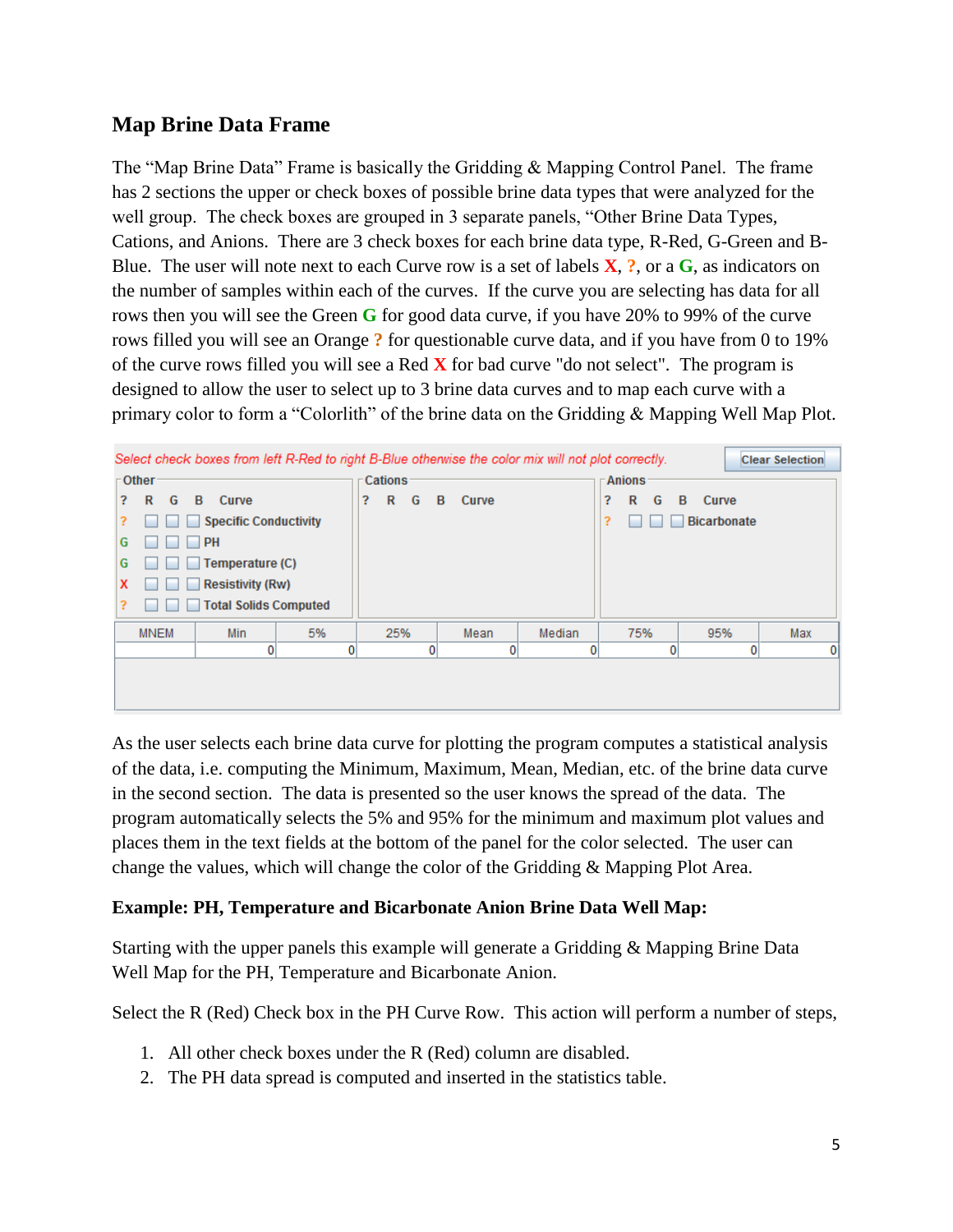## Map Brine Data Frame

The "Map Brine Data" Frame is basically the Gridding & Mapping Control Panel. The frame has 2 sections the upper or check boxes of possible brine data types that were analyzed for the well group. The check boxes are grouped in 3 separate panels, "Other Brine Data Types, Cations, and Anions. There are 3 check boxes for each brine data type, R-Red, G-Green and B-Blue. The user will note next to each Curve row is a set of labels **X**, **?**, or a **G**, as indicators on the number of samples within each of the curves. If the curve you are selecting has data for all rows then you will see the Green **G** for good data curve, if you have 20% to 99% of the curve rows filled you will see an Orange **?** for questionable curve data, and if you have from 0 to 19% of the curve rows filled you will see a Red **X** for bad curve "do not select". The program is designed to allow the user to select up to 3 brine data curves and to map each curve with a primary color to form a "Colorlith" of the brine data on the Gridding & Mapping Well Map Plot.

*Select check boxes from left R-Red to right B-Blue otherwise the color mix will not plot correctly.* [Clear Selection]

**Other**

| ? | R | G | B | Curve |
|---|---|---|---|---|
| ? | ☐ | ☐ | ☐ | Specific Conductivity |
| G | ☐ | ☐ | ☐ | PH |
| G | ☐ | ☐ | ☐ | Temperature (C) |
| X | ☐ | ☐ | ☐ | Resistivity (Rw) |
| ? | ☐ | ☐ | ☐ | Total Solids Computed |

**Cations**

| ? | R | G | B | Curve |
|---|---|---|---|---|

**Anions**

| ? | R | G | B | Curve |
|---|---|---|---|---|
| ? | ☐ | ☐ | ☐ | Bicarbonate |

| MNEM | Min | 5% | 25% | Mean | Median | 75% | 95% | Max |
|---|---|---|---|---|---|---|---|---|
| | 0 | 0 | 0 | 0 | 0 | 0 | 0 | 0 |

As the user selects each brine data curve for plotting the program computes a statistical analysis of the data, i.e. computing the Minimum, Maximum, Mean, Median, etc. of the brine data curve in the second section. The data is presented so the user knows the spread of the data. The program automatically selects the 5% and 95% for the minimum and maximum plot values and places them in the text fields at the bottom of the panel for the color selected. The user can change the values, which will change the color of the Gridding & Mapping Plot Area.

**Example: PH, Temperature and Bicarbonate Anion Brine Data Well Map:**

Starting with the upper panels this example will generate a Gridding & Mapping Brine Data Well Map for the PH, Temperature and Bicarbonate Anion.

Select the R (Red) Check box in the PH Curve Row. This action will perform a number of steps,

1. All other check boxes under the R (Red) column are disabled.
2. The PH data spread is computed and inserted in the statistics table.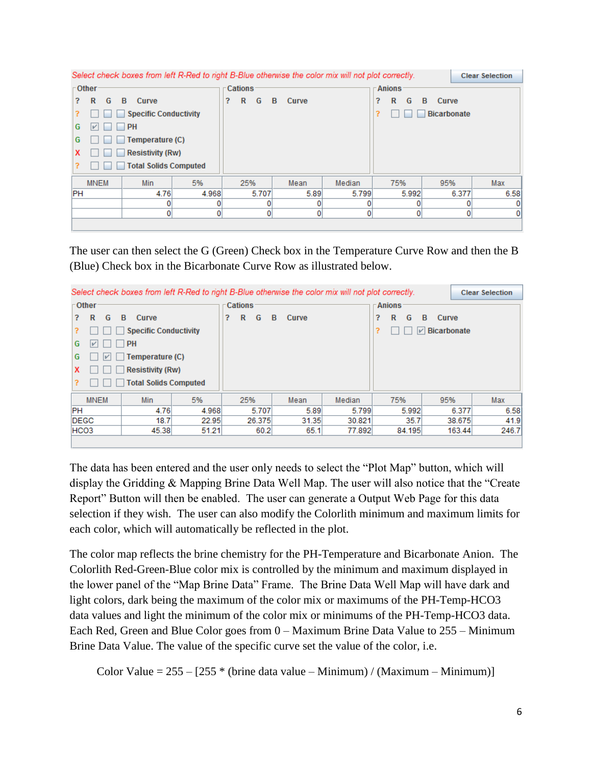Select check boxes from left R-Red to right B-Blue otherwise the color mix will not plot correctly.   Clear Selection

**Other**

| ? | R | G | B | Curve |
|---|---|---|---|---|
| ? | ☐ | ☐ | ☐ | Specific Conductivity |
| G | ☑ | ☐ | ☐ | PH |
| G | ☐ | ☐ | ☐ | Temperature (C) |
| X | ☐ | ☐ | ☐ | Resistivity (Rw) |
| ? | ☐ | ☐ | ☐ | Total Solids Computed |

**Cations**

| ? | R | G | B | Curve |
|---|---|---|---|---|

**Anions**

| ? | R | G | B | Curve |
|---|---|---|---|---|
| ? | ☐ | ☐ | ☐ | Bicarbonate |

| MNEM | Min | 5% | 25% | Mean | Median | 75% | 95% | Max |
|---|---|---|---|---|---|---|---|---|
| PH | 4.76 | 4.968 | 5.707 | 5.89 | 5.799 | 5.992 | 6.377 | 6.58 |
| | 0 | 0 | 0 | 0 | 0 | 0 | 0 | 0 |
| | 0 | 0 | 0 | 0 | 0 | 0 | 0 | 0 |

The user can then select the G (Green) Check box in the Temperature Curve Row and then the B (Blue) Check box in the Bicarbonate Curve Row as illustrated below.

Select check boxes from left R-Red to right B-Blue otherwise the color mix will not plot correctly.   Clear Selection

**Other**

| ? | R | G | B | Curve |
|---|---|---|---|---|
| ? | ☐ | ☐ | ☐ | Specific Conductivity |
| G | ☑ | ☐ | ☐ | PH |
| G | ☐ | ☑ | ☐ | Temperature (C) |
| X | ☐ | ☐ | ☐ | Resistivity (Rw) |
| ? | ☐ | ☐ | ☐ | Total Solids Computed |

**Cations**

| ? | R | G | B | Curve |
|---|---|---|---|---|

**Anions**

| ? | R | G | B | Curve |
|---|---|---|---|---|
| ? | ☐ | ☐ | ☑ | Bicarbonate |

| MNEM | Min | 5% | 25% | Mean | Median | 75% | 95% | Max |
|---|---|---|---|---|---|---|---|---|
| PH | 4.76 | 4.968 | 5.707 | 5.89 | 5.799 | 5.992 | 6.377 | 6.58 |
| DEGC | 18.7 | 22.95 | 26.375 | 31.35 | 30.821 | 35.7 | 38.675 | 41.9 |
| HCO3 | 45.38 | 51.21 | 60.2 | 65.1 | 77.892 | 84.195 | 163.44 | 246.7 |

The data has been entered and the user only needs to select the "Plot Map" button, which will display the Gridding & Mapping Brine Data Well Map. The user will also notice that the "Create Report" Button will then be enabled. The user can generate a Output Web Page for this data selection if they wish. The user can also modify the Colorlith minimum and maximum limits for each color, which will automatically be reflected in the plot.

The color map reflects the brine chemistry for the PH-Temperature and Bicarbonate Anion. The Colorlith Red-Green-Blue color mix is controlled by the minimum and maximum displayed in the lower panel of the "Map Brine Data" Frame. The Brine Data Well Map will have dark and light colors, dark being the maximum of the color mix or maximums of the PH-Temp-HCO3 data values and light the minimum of the color mix or minimums of the PH-Temp-HCO3 data. Each Red, Green and Blue Color goes from 0 – Maximum Brine Data Value to 255 – Minimum Brine Data Value. The value of the specific curve set the value of the color, i.e.

$$\text{Color Value} = 255 - [255 * (\text{brine data value} - \text{Minimum}) / (\text{Maximum} - \text{Minimum})]$$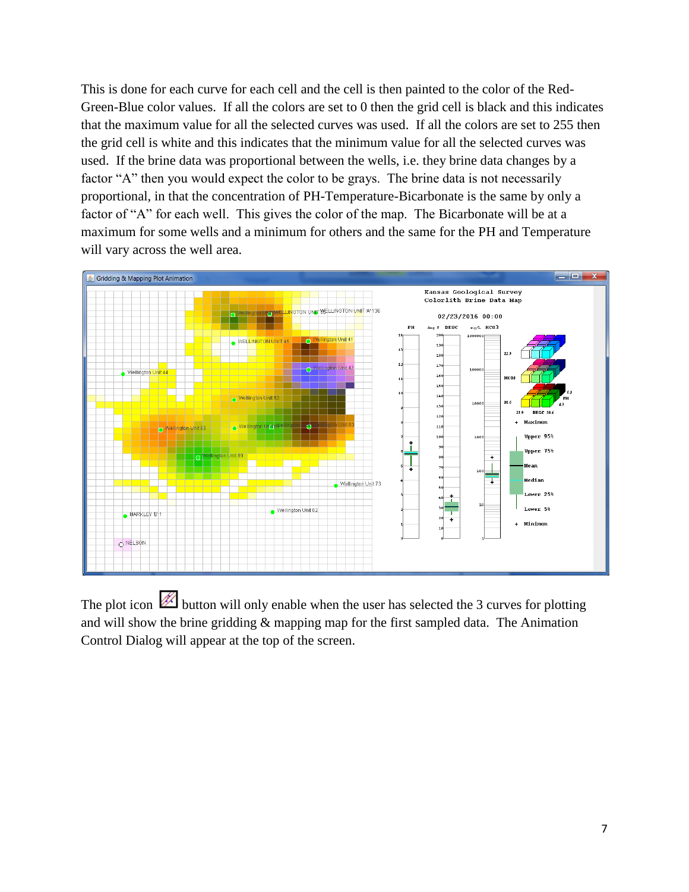This is done for each curve for each cell and the cell is then painted to the color of the Red-Green-Blue color values. If all the colors are set to 0 then the grid cell is black and this indicates that the maximum value for all the selected curves was used. If all the colors are set to 255 then the grid cell is white and this indicates that the minimum value for all the selected curves was used. If the brine data was proportional between the wells, i.e. they brine data changes by a factor "A" then you would expect the color to be grays. The brine data is not necessarily proportional, in that the concentration of PH-Temperature-Bicarbonate is the same by only a factor of "A" for each well. This gives the color of the map. The Bicarbonate will be at a maximum for some wells and a minimum for others and the same for the PH and Temperature will vary across the well area.

The plot icon button will only enable when the user has selected the 3 curves for plotting and will show the brine gridding & mapping map for the first sampled data. The Animation Control Dialog will appear at the top of the screen.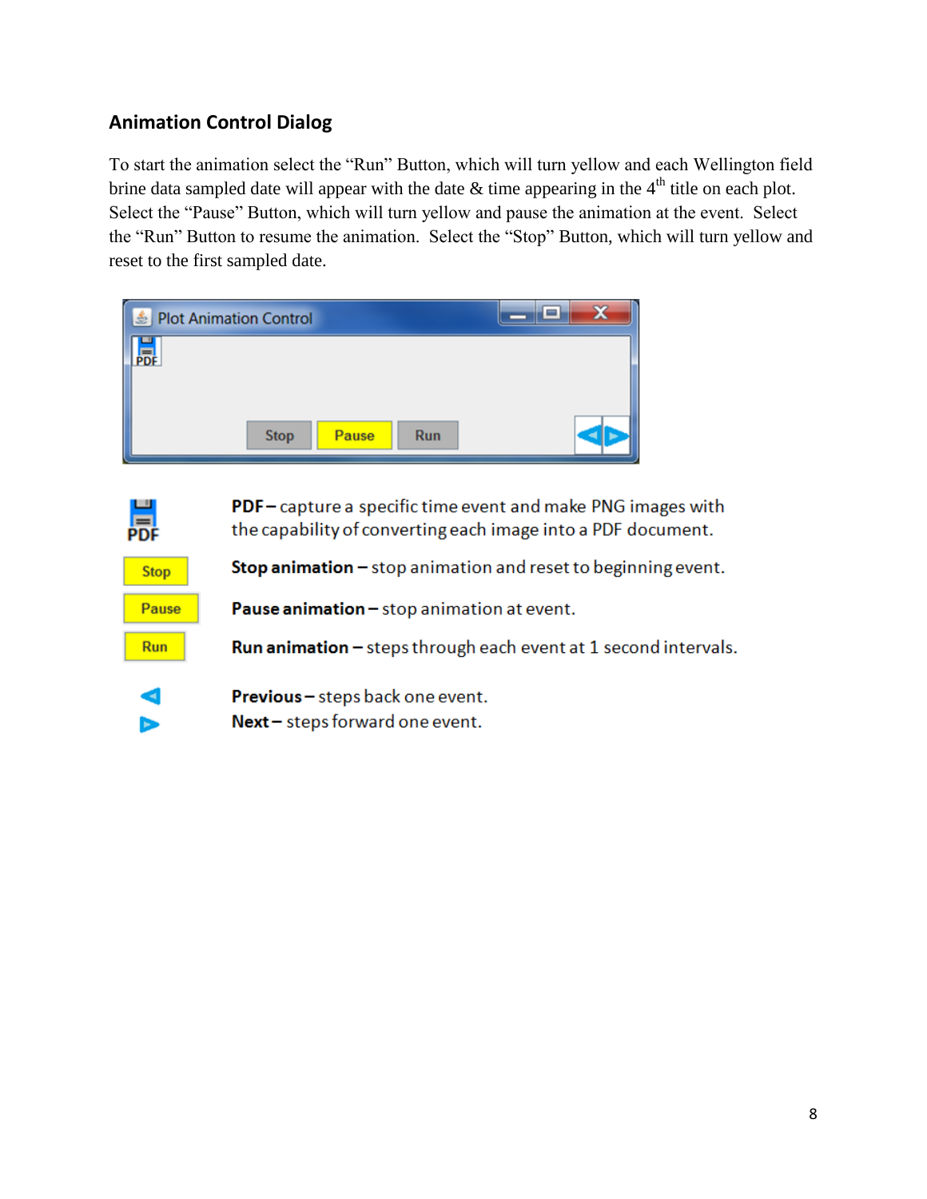## Animation Control Dialog

To start the animation select the "Run" Button, which will turn yellow and each Wellington field brine data sampled date will appear with the date & time appearing in the 4th title on each plot. Select the "Pause" Button, which will turn yellow and pause the animation at the event. Select the "Run" Button to resume the animation. Select the "Stop" Button, which will turn yellow and reset to the first sampled date.

Plot Animation Control

PDF

Stop Pause Run

PDF **PDF –** capture a specific time event and make PNG images with the capability of converting each image into a PDF document.

Stop **Stop animation –** stop animation and reset to beginning event.

Pause **Pause animation –** stop animation at event.

Run **Run animation –** steps through each event at 1 second intervals.

**Previous –** steps back one event.

**Next –** steps forward one event.